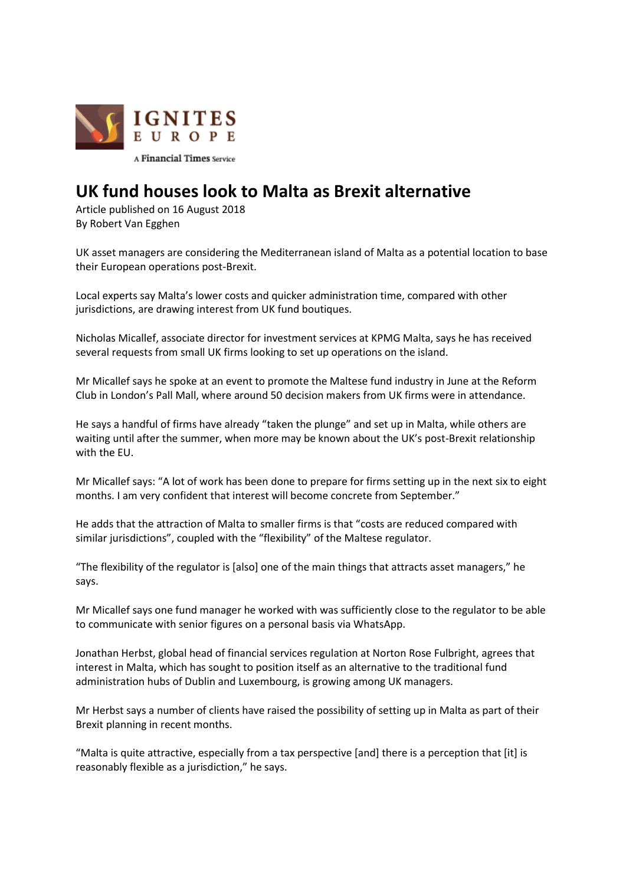IGNITES EUROPE

A Financial Times Service

# UK fund houses look to Malta as Brexit alternative

Article published on 16 August 2018
By Robert Van Egghen

UK asset managers are considering the Mediterranean island of Malta as a potential location to base their European operations post-Brexit.

Local experts say Malta's lower costs and quicker administration time, compared with other jurisdictions, are drawing interest from UK fund boutiques.

Nicholas Micallef, associate director for investment services at KPMG Malta, says he has received several requests from small UK firms looking to set up operations on the island.

Mr Micallef says he spoke at an event to promote the Maltese fund industry in June at the Reform Club in London's Pall Mall, where around 50 decision makers from UK firms were in attendance.

He says a handful of firms have already "taken the plunge" and set up in Malta, while others are waiting until after the summer, when more may be known about the UK's post-Brexit relationship with the EU.

Mr Micallef says: "A lot of work has been done to prepare for firms setting up in the next six to eight months. I am very confident that interest will become concrete from September."

He adds that the attraction of Malta to smaller firms is that "costs are reduced compared with similar jurisdictions", coupled with the "flexibility" of the Maltese regulator.

"The flexibility of the regulator is [also] one of the main things that attracts asset managers," he says.

Mr Micallef says one fund manager he worked with was sufficiently close to the regulator to be able to communicate with senior figures on a personal basis via WhatsApp.

Jonathan Herbst, global head of financial services regulation at Norton Rose Fulbright, agrees that interest in Malta, which has sought to position itself as an alternative to the traditional fund administration hubs of Dublin and Luxembourg, is growing among UK managers.

Mr Herbst says a number of clients have raised the possibility of setting up in Malta as part of their Brexit planning in recent months.

"Malta is quite attractive, especially from a tax perspective [and] there is a perception that [it] is reasonably flexible as a jurisdiction," he says.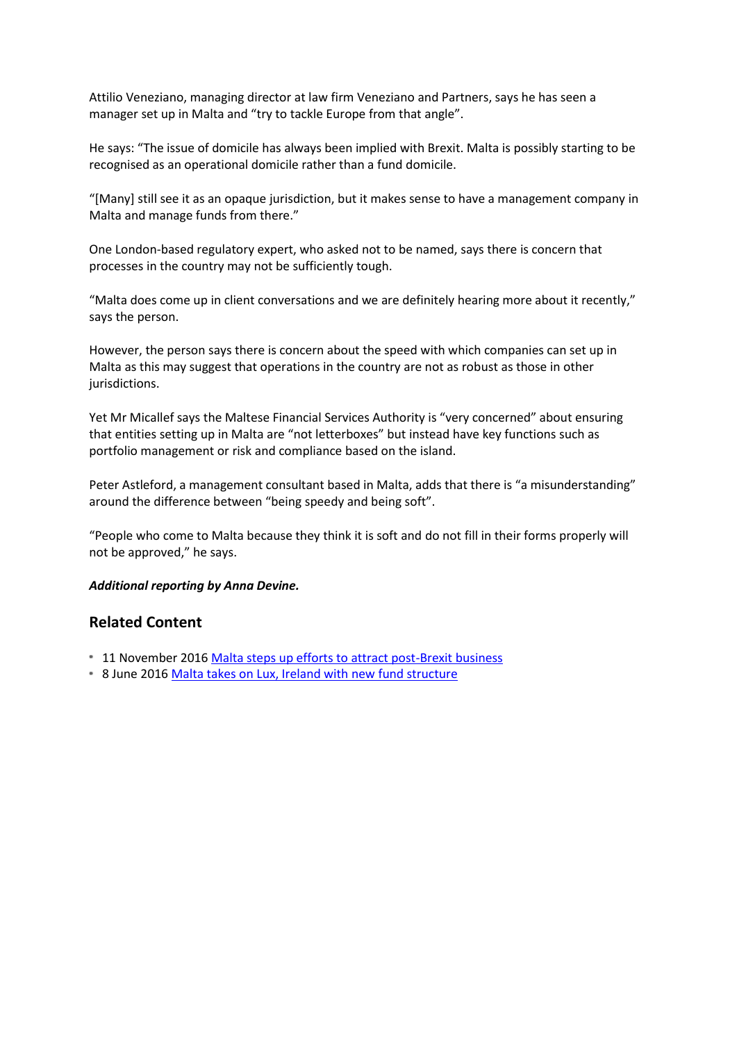Attilio Veneziano, managing director at law firm Veneziano and Partners, says he has seen a manager set up in Malta and "try to tackle Europe from that angle".

He says: "The issue of domicile has always been implied with Brexit. Malta is possibly starting to be recognised as an operational domicile rather than a fund domicile.

"[Many] still see it as an opaque jurisdiction, but it makes sense to have a management company in Malta and manage funds from there."

One London-based regulatory expert, who asked not to be named, says there is concern that processes in the country may not be sufficiently tough.

"Malta does come up in client conversations and we are definitely hearing more about it recently," says the person.

However, the person says there is concern about the speed with which companies can set up in Malta as this may suggest that operations in the country are not as robust as those in other jurisdictions.

Yet Mr Micallef says the Maltese Financial Services Authority is "very concerned" about ensuring that entities setting up in Malta are "not letterboxes" but instead have key functions such as portfolio management or risk and compliance based on the island.

Peter Astleford, a management consultant based in Malta, adds that there is "a misunderstanding" around the difference between "being speedy and being soft".

"People who come to Malta because they think it is soft and do not fill in their forms properly will not be approved," he says.

***Additional reporting by Anna Devine.***

## Related Content

- 11 November 2016 Malta steps up efforts to attract post-Brexit business
- 8 June 2016 Malta takes on Lux, Ireland with new fund structure